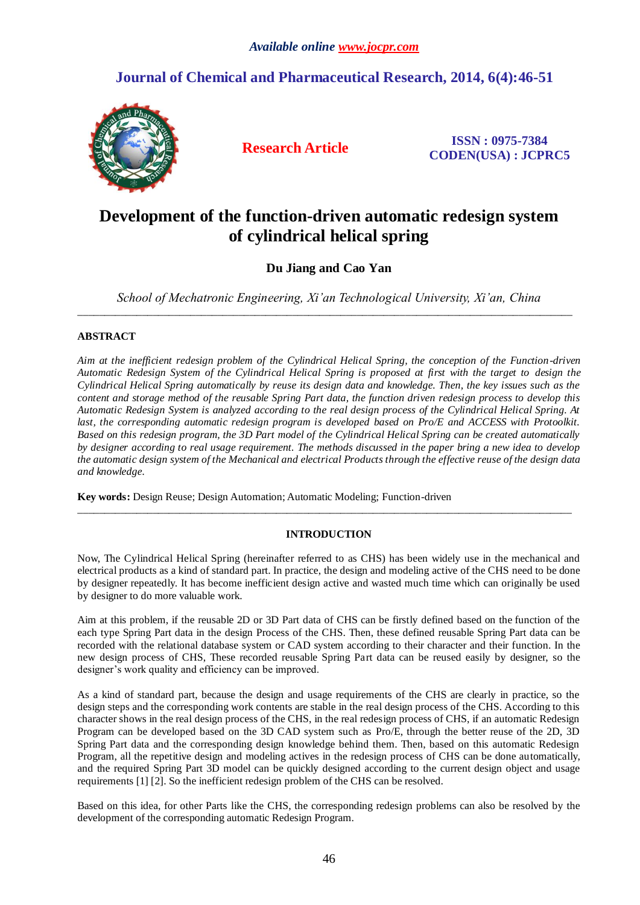# Development of the function-driven automatic redesign system of cylindrical helical spring

**Du Jiang and Cao Yan**

*School of Mechatronic Engineering, Xi'an Technological University, Xi'an, China*

---

## ABSTRACT

*Aim at the inefficient redesign problem of the Cylindrical Helical Spring, the conception of the Function-driven Automatic Redesign System of the Cylindrical Helical Spring is proposed at first with the target to design the Cylindrical Helical Spring automatically by reuse its design data and knowledge. Then, the key issues such as the content and storage method of the reusable Spring Part data, the function driven redesign process to develop this Automatic Redesign System is analyzed according to the real design process of the Cylindrical Helical Spring. At last, the corresponding automatic redesign program is developed based on Pro/E and ACCESS with Protoolkit. Based on this redesign program, the 3D Part model of the Cylindrical Helical Spring can be created automatically by designer according to real usage requirement. The methods discussed in the paper bring a new idea to develop the automatic design system of the Mechanical and electrical Products through the effective reuse of the design data and knowledge.*

**Key words:** Design Reuse; Design Automation; Automatic Modeling; Function-driven

---

## INTRODUCTION

Now, The Cylindrical Helical Spring (hereinafter referred to as CHS) has been widely use in the mechanical and electrical products as a kind of standard part. In practice, the design and modeling active of the CHS need to be done by designer repeatedly. It has become inefficient design active and wasted much time which can originally be used by designer to do more valuable work.

Aim at this problem, if the reusable 2D or 3D Part data of CHS can be firstly defined based on the function of the each type Spring Part data in the design Process of the CHS. Then, these defined reusable Spring Part data can be recorded with the relational database system or CAD system according to their character and their function. In the new design process of CHS, These recorded reusable Spring Part data can be reused easily by designer, so the designer's work quality and efficiency can be improved.

As a kind of standard part, because the design and usage requirements of the CHS are clearly in practice, so the design steps and the corresponding work contents are stable in the real design process of the CHS. According to this character shows in the real design process of the CHS, in the real redesign process of CHS, if an automatic Redesign Program can be developed based on the 3D CAD system such as Pro/E, through the better reuse of the 2D, 3D Spring Part data and the corresponding design knowledge behind them. Then, based on this automatic Redesign Program, all the repetitive design and modeling actives in the redesign process of CHS can be done automatically, and the required Spring Part 3D model can be quickly designed according to the current design object and usage requirements [1] [2]. So the inefficient redesign problem of the CHS can be resolved.

Based on this idea, for other Parts like the CHS, the corresponding redesign problems can also be resolved by the development of the corresponding automatic Redesign Program.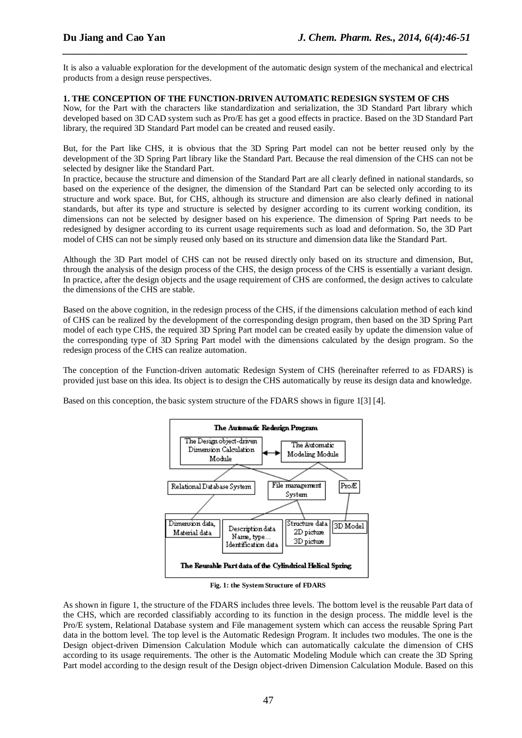It is also a valuable exploration for the development of the automatic design system of the mechanical and electrical products from a design reuse perspectives.

**1. THE CONCEPTION OF THE FUNCTION-DRIVEN AUTOMATIC REDESIGN SYSTEM OF CHS**

Now, for the Part with the characters like standardization and serialization, the 3D Standard Part library which developed based on 3D CAD system such as Pro/E has get a good effects in practice. Based on the 3D Standard Part library, the required 3D Standard Part model can be created and reused easily.

But, for the Part like CHS, it is obvious that the 3D Spring Part model can not be better reused only by the development of the 3D Spring Part library like the Standard Part. Because the real dimension of the CHS can not be selected by designer like the Standard Part.

In practice, because the structure and dimension of the Standard Part are all clearly defined in national standards, so based on the experience of the designer, the dimension of the Standard Part can be selected only according to its structure and work space. But, for CHS, although its structure and dimension are also clearly defined in national standards, but after its type and structure is selected by designer according to its current working condition, its dimensions can not be selected by designer based on his experience. The dimension of Spring Part needs to be redesigned by designer according to its current usage requirements such as load and deformation. So, the 3D Part model of CHS can not be simply reused only based on its structure and dimension data like the Standard Part.

Although the 3D Part model of CHS can not be reused directly only based on its structure and dimension, But, through the analysis of the design process of the CHS, the design process of the CHS is essentially a variant design. In practice, after the design objects and the usage requirement of CHS are conformed, the design actives to calculate the dimensions of the CHS are stable.

Based on the above cognition, in the redesign process of the CHS, if the dimensions calculation method of each kind of CHS can be realized by the development of the corresponding design program, then based on the 3D Spring Part model of each type CHS, the required 3D Spring Part model can be created easily by update the dimension value of the corresponding type of 3D Spring Part model with the dimensions calculated by the design program. So the redesign process of the CHS can realize automation.

The conception of the Function-driven automatic Redesign System of CHS (hereinafter referred to as FDARS) is provided just base on this idea. Its object is to design the CHS automatically by reuse its design data and knowledge.

Based on this conception, the basic system structure of the FDARS shows in figure 1[3] [4].

The Automatic Redesign Program
The Design object-driven Dimension Calculation Module | The Automatic Modeling Module
Relational Database System | File management System | Pro/E
Dimension data, Material data | Description data Name, type… Identification data | Structure data 2D picture 3D picture | 3D Model
The Reusable Part data of the Cylindrical Helical Spring

**Fig. 1: the System Structure of FDARS**

As shown in figure 1, the structure of the FDARS includes three levels. The bottom level is the reusable Part data of the CHS, which are recorded classifiably according to its function in the design process. The middle level is the Pro/E system, Relational Database system and File management system which can access the reusable Spring Part data in the bottom level. The top level is the Automatic Redesign Program. It includes two modules. The one is the Design object-driven Dimension Calculation Module which can automatically calculate the dimension of CHS according to its usage requirements. The other is the Automatic Modeling Module which can create the 3D Spring Part model according to the design result of the Design object-driven Dimension Calculation Module. Based on this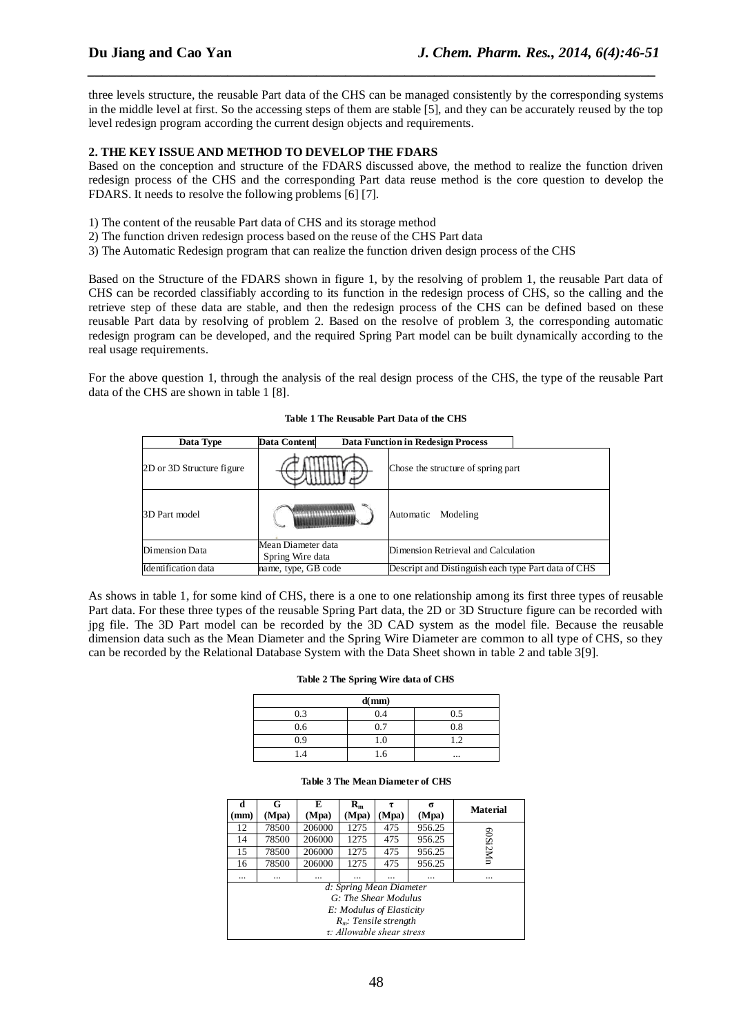three levels structure, the reusable Part data of the CHS can be managed consistently by the corresponding systems in the middle level at first. So the accessing steps of them are stable [5], and they can be accurately reused by the top level redesign program according the current design objects and requirements.

## 2. THE KEY ISSUE AND METHOD TO DEVELOP THE FDARS

Based on the conception and structure of the FDARS discussed above, the method to realize the function driven redesign process of the CHS and the corresponding Part data reuse method is the core question to develop the FDARS. It needs to resolve the following problems [6] [7].

1) The content of the reusable Part data of CHS and its storage method
2) The function driven redesign process based on the reuse of the CHS Part data
3) The Automatic Redesign program that can realize the function driven design process of the CHS

Based on the Structure of the FDARS shown in figure 1, by the resolving of problem 1, the reusable Part data of CHS can be recorded classifiably according to its function in the redesign process of CHS, so the calling and the retrieve step of these data are stable, and then the redesign process of the CHS can be defined based on these reusable Part data by resolving of problem 2. Based on the resolve of problem 3, the corresponding automatic redesign program can be developed, and the required Spring Part model can be built dynamically according to the real usage requirements.

For the above question 1, through the analysis of the real design process of the CHS, the type of the reusable Part data of the CHS are shown in table 1 [8].

**Table 1 The Reusable Part Data of the CHS**

| Data Type | Data Content | Data Function in Redesign Process |
|---|---|---|
| 2D or 3D Structure figure | | Chose the structure of spring part |
| 3D Part model | | Automatic Modeling |
| Dimension Data | Mean Diameter data<br>Spring Wire data | Dimension Retrieval and Calculation |
| Identification data | name, type, GB code | Descript and Distinguish each type Part data of CHS |

As shows in table 1, for some kind of CHS, there is a one to one relationship among its first three types of reusable Part data. For these three types of the reusable Spring Part data, the 2D or 3D Structure figure can be recorded with jpg file. The 3D Part model can be recorded by the 3D CAD system as the model file. Because the reusable dimension data such as the Mean Diameter and the Spring Wire Diameter are common to all type of CHS, so they can be recorded by the Relational Database System with the Data Sheet shown in table 2 and table 3[9].

**Table 2 The Spring Wire data of CHS**

| d(mm) | | |
|---|---|---|
| 0.3 | 0.4 | 0.5 |
| 0.6 | 0.7 | 0.8 |
| 0.9 | 1.0 | 1.2 |
| 1.4 | 1.6 | ... |

**Table 3 The Mean Diameter of CHS**

| d (mm) | G (Mpa) | E (Mpa) | $R_m$ (Mpa) | τ (Mpa) | σ (Mpa) | Material |
|---|---|---|---|---|---|---|
| 12 | 78500 | 206000 | 1275 | 475 | 956.25 | 60Si2Mn |
| 14 | 78500 | 206000 | 1275 | 475 | 956.25 | |
| 15 | 78500 | 206000 | 1275 | 475 | 956.25 | |
| 16 | 78500 | 206000 | 1275 | 475 | 956.25 | |
| ... | ... | ... | ... | ... | ... | ... |

*d: Spring Mean Diameter*
*G: The Shear Modulus*
*E: Modulus of Elasticity*
*$R_m$: Tensile strength*
*τ: Allowable shear stress*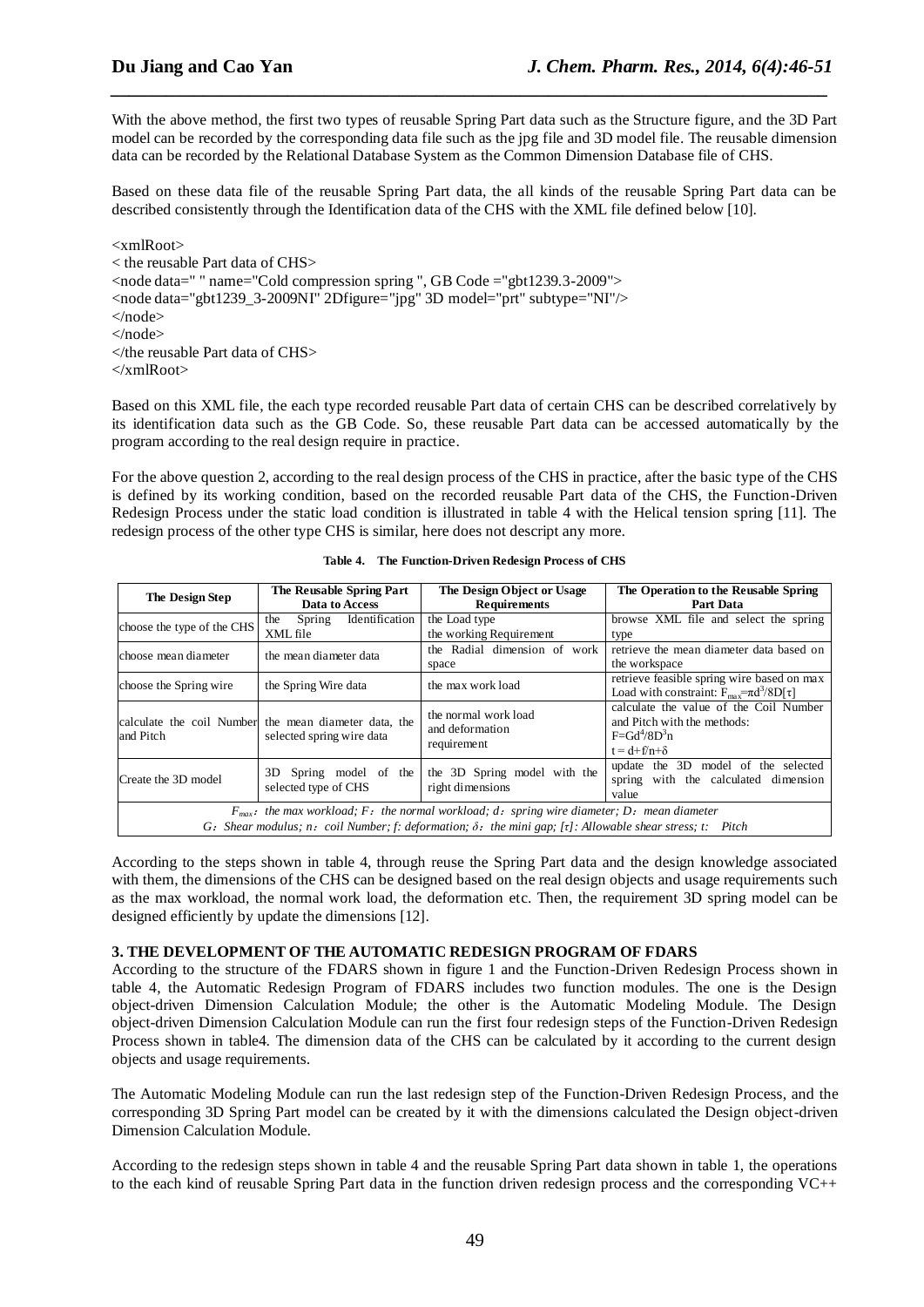With the above method, the first two types of reusable Spring Part data such as the Structure figure, and the 3D Part model can be recorded by the corresponding data file such as the jpg file and 3D model file. The reusable dimension data can be recorded by the Relational Database System as the Common Dimension Database file of CHS.

Based on these data file of the reusable Spring Part data, the all kinds of the reusable Spring Part data can be described consistently through the Identification data of the CHS with the XML file defined below [10].

```
<xmlRoot>
< the reusable Part data of CHS>
<node data=" " name="Cold compression spring ", GB Code ="gbt1239.3-2009">
<node data="gbt1239_3-2009NI" 2Dfigure="jpg" 3D model="prt" subtype="NI"/>
</node>
</node>
</the reusable Part data of CHS>
</xmlRoot>
```

Based on this XML file, the each type recorded reusable Part data of certain CHS can be described correlatively by its identification data such as the GB Code. So, these reusable Part data can be accessed automatically by the program according to the real design require in practice.

For the above question 2, according to the real design process of the CHS in practice, after the basic type of the CHS is defined by its working condition, based on the recorded reusable Part data of the CHS, the Function-Driven Redesign Process under the static load condition is illustrated in table 4 with the Helical tension spring [11]. The redesign process of the other type CHS is similar, here does not descript any more.

**Table 4. The Function-Driven Redesign Process of CHS**

| The Design Step | The Reusable Spring Part Data to Access | The Design Object or Usage Requirements | The Operation to the Reusable Spring Part Data |
|---|---|---|---|
| choose the type of the CHS | the Spring Identification XML file | the Load type the working Requirement | browse XML file and select the spring type |
| choose mean diameter | the mean diameter data | the Radial dimension of work space | retrieve the mean diameter data based on the workspace |
| choose the Spring wire | the Spring Wire data | the max work load | retrieve feasible spring wire based on max Load with constraint: $F_{max}=\pi d^3/8D[\tau]$ |
| calculate the coil Number and Pitch | the mean diameter data, the selected spring wire data | the normal work load and deformation requirement | calculate the value of the Coil Number and Pitch with the methods: $F=Gd^4/8D^3n$ $t = d+f/n+\delta$ |
| Create the 3D model | 3D Spring model of the selected type of CHS | the 3D Spring model with the right dimensions | update the 3D model of the selected spring with the calculated dimension value |
| $F_{max}$: *the max workload;* $F$: *the normal workload;* $d$: *spring wire diameter;* $D$: *mean diameter* $G$: *Shear modulus;* $n$: *coil Number;* $f$: *deformation;* $\delta$: *the mini gap;* $[\tau]$: *Allowable shear stress;* $t$: *Pitch* | | | |

According to the steps shown in table 4, through reuse the Spring Part data and the design knowledge associated with them, the dimensions of the CHS can be designed based on the real design objects and usage requirements such as the max workload, the normal work load, the deformation etc. Then, the requirement 3D spring model can be designed efficiently by update the dimensions [12].

## 3. THE DEVELOPMENT OF THE AUTOMATIC REDESIGN PROGRAM OF FDARS

According to the structure of the FDARS shown in figure 1 and the Function-Driven Redesign Process shown in table 4, the Automatic Redesign Program of FDARS includes two function modules. The one is the Design object-driven Dimension Calculation Module; the other is the Automatic Modeling Module. The Design object-driven Dimension Calculation Module can run the first four redesign steps of the Function-Driven Redesign Process shown in table4. The dimension data of the CHS can be calculated by it according to the current design objects and usage requirements.

The Automatic Modeling Module can run the last redesign step of the Function-Driven Redesign Process, and the corresponding 3D Spring Part model can be created by it with the dimensions calculated the Design object-driven Dimension Calculation Module.

According to the redesign steps shown in table 4 and the reusable Spring Part data shown in table 1, the operations to the each kind of reusable Spring Part data in the function driven redesign process and the corresponding VC++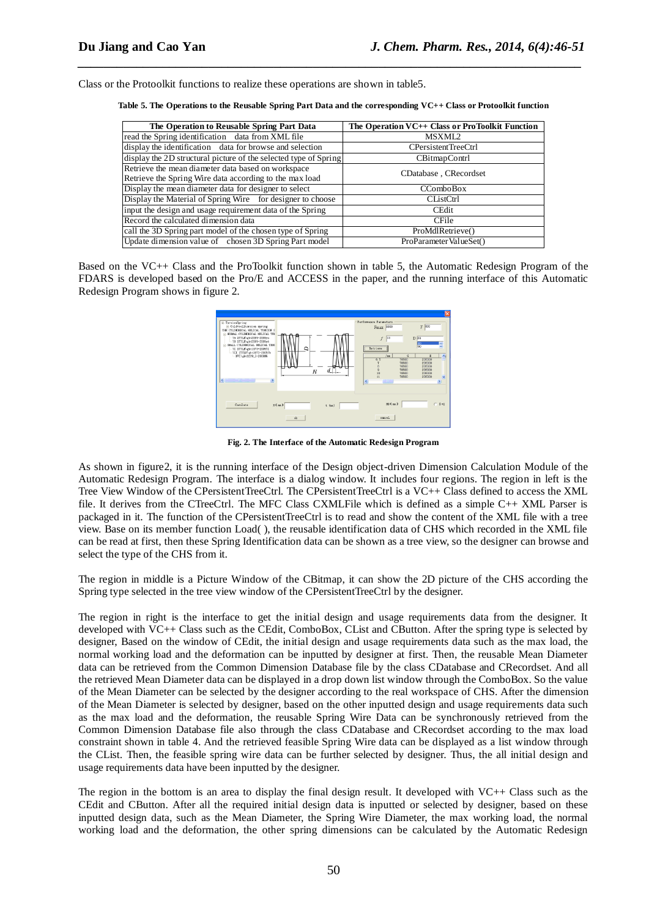Class or the Protoolkit functions to realize these operations are shown in table5.

**Table 5. The Operations to the Reusable Spring Part Data and the corresponding VC++ Class or Protoolkit function**

| The Operation to Reusable Spring Part Data | The Operation VC++ Class or ProToolkit Function |
|---|---|
| read the Spring identification data from XML file | MSXML2 |
| display the identification data for browse and selection | CPersistentTreeCtrl |
| display the 2D structural picture of the selected type of Spring | CBitmapContrl |
| Retrieve the mean diameter data based on workspace<br>Retrieve the Spring Wire data according to the max load | CDatabase , CRecordset |
| Display the mean diameter data for designer to select | CComboBox |
| Display the Material of Spring Wire for designer to choose | CListCtrl |
| input the design and usage requirement data of the Spring | CEdit |
| Record the calculated dimension data | CFile |
| call the 3D Spring part model of the chosen type of Spring | ProMdlRetrieve() |
| Update dimension value of chosen 3D Spring Part model | ProParameterValueSet() |

Based on the VC++ Class and the ProToolkit function shown in table 5, the Automatic Redesign Program of the FDARS is developed based on the Pro/E and ACCESS in the paper, and the running interface of this Automatic Redesign Program shows in figure 2.

**Fig. 2. The Interface of the Automatic Redesign Program**

As shown in figure2, it is the running interface of the Design object-driven Dimension Calculation Module of the Automatic Redesign Program. The interface is a dialog window. It includes four regions. The region in left is the Tree View Window of the CPersistentTreeCtrl. The CPersistentTreeCtrl is a VC++ Class defined to access the XML file. It derives from the CTreeCtrl. The MFC Class CXMLFile which is defined as a simple C++ XML Parser is packaged in it. The function of the CPersistentTreeCtrl is to read and show the content of the XML file with a tree view. Base on its member function Load( ), the reusable identification data of CHS which recorded in the XML file can be read at first, then these Spring Identification data can be shown as a tree view, so the designer can browse and select the type of the CHS from it.

The region in middle is a Picture Window of the CBitmap, it can show the 2D picture of the CHS according the Spring type selected in the tree view window of the CPersistentTreeCtrl by the designer.

The region in right is the interface to get the initial design and usage requirements data from the designer. It developed with VC++ Class such as the CEdit, ComboBox, CList and CButton. After the spring type is selected by designer, Based on the window of CEdit, the initial design and usage requirements data such as the max load, the normal working load and the deformation can be inputted by designer at first. Then, the reusable Mean Diameter data can be retrieved from the Common Dimension Database file by the class CDatabase and CRecordset. And all the retrieved Mean Diameter data can be displayed in a drop down list window through the ComboBox. So the value of the Mean Diameter can be selected by the designer according to the real workspace of CHS. After the dimension of the Mean Diameter is selected by designer, based on the other inputted design and usage requirements data such as the max load and the deformation, the reusable Spring Wire Data can be synchronously retrieved from the Common Dimension Database file also through the class CDatabase and CRecordset according to the max load constraint shown in table 4. And the retrieved feasible Spring Wire data can be displayed as a list window through the CList. Then, the feasible spring wire data can be further selected by designer. Thus, the all initial design and usage requirements data have been inputted by the designer.

The region in the bottom is an area to display the final design result. It developed with VC++ Class such as the CEdit and CButton. After all the required initial design data is inputted or selected by designer, based on these inputted design data, such as the Mean Diameter, the Spring Wire Diameter, the max working load, the normal working load and the deformation, the other spring dimensions can be calculated by the Automatic Redesign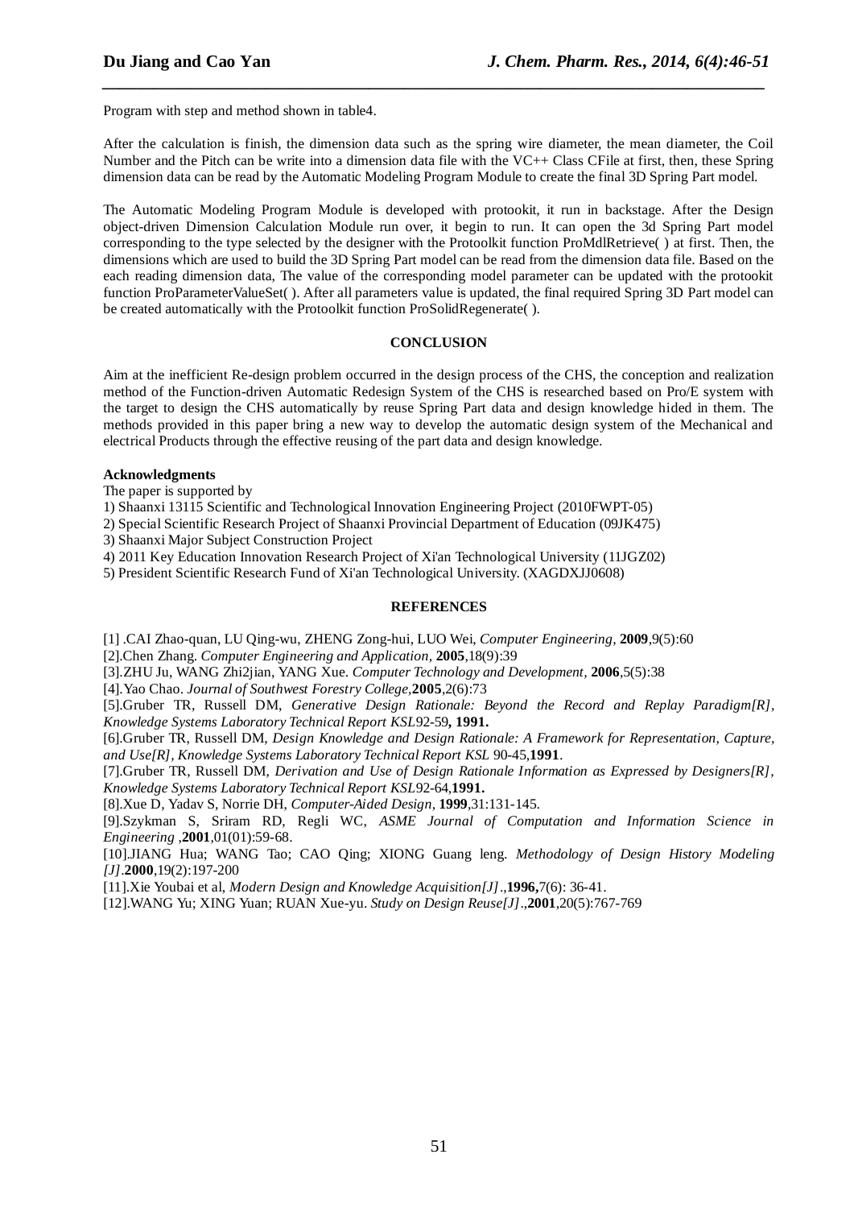Program with step and method shown in table4.

After the calculation is finish, the dimension data such as the spring wire diameter, the mean diameter, the Coil Number and the Pitch can be write into a dimension data file with the VC++ Class CFile at first, then, these Spring dimension data can be read by the Automatic Modeling Program Module to create the final 3D Spring Part model.

The Automatic Modeling Program Module is developed with protookit, it run in backstage. After the Design object-driven Dimension Calculation Module run over, it begin to run. It can open the 3d Spring Part model corresponding to the type selected by the designer with the Protoolkit function ProMdlRetrieve( ) at first. Then, the dimensions which are used to build the 3D Spring Part model can be read from the dimension data file. Based on the each reading dimension data, The value of the corresponding model parameter can be updated with the protookit function ProParameterValueSet( ). After all parameters value is updated, the final required Spring 3D Part model can be created automatically with the Protoolkit function ProSolidRegenerate( ).

## CONCLUSION

Aim at the inefficient Re-design problem occurred in the design process of the CHS, the conception and realization method of the Function-driven Automatic Redesign System of the CHS is researched based on Pro/E system with the target to design the CHS automatically by reuse Spring Part data and design knowledge hided in them. The methods provided in this paper bring a new way to develop the automatic design system of the Mechanical and electrical Products through the effective reusing of the part data and design knowledge.

**Acknowledgments**

The paper is supported by

1) Shaanxi 13115 Scientific and Technological Innovation Engineering Project (2010FWPT-05)
2) Special Scientific Research Project of Shaanxi Provincial Department of Education (09JK475)
3) Shaanxi Major Subject Construction Project
4) 2011 Key Education Innovation Research Project of Xi'an Technological University (11JGZ02)
5) President Scientific Research Fund of Xi'an Technological University. (XAGDXJJ0608)

## REFERENCES

[1] .CAI Zhao-quan, LU Qing-wu, ZHENG Zong-hui, LUO Wei, *Computer Engineering*, **2009**,9(5):60

[2].Chen Zhang. *Computer Engineering and Application*, **2005**,18(9):39

[3].ZHU Ju, WANG Zhi2jian, YANG Xue. *Computer Technology and Development*, **2006**,5(5):38

[4].Yao Chao. *Journal of Southwest Forestry College*,**2005**,2(6):73

[5].Gruber TR, Russell DM, *Generative Design Rationale: Beyond the Record and Replay Paradigm[R], Knowledge Systems Laboratory Technical Report KSL*92-59**, 1991.**

[6].Gruber TR, Russell DM, *Design Knowledge and Design Rationale: A Framework for Representation, Capture, and Use[R], Knowledge Systems Laboratory Technical Report KSL* 90-45,**1991**.

[7].Gruber TR, Russell DM, *Derivation and Use of Design Rationale Information as Expressed by Designers[R], Knowledge Systems Laboratory Technical Report KSL*92-64,**1991.**

[8].Xue D, Yadav S, Norrie DH, *Computer-Aided Design*, **1999**,31:131-145.

[9].Szykman S, Sriram RD, Regli WC, *ASME Journal of Computation and Information Science in Engineering* ,**2001**,01(01):59-68.

[10].JIANG Hua; WANG Tao; CAO Qing; XIONG Guang leng. *Methodology of Design History Modeling [J]*.**2000**,19(2):197-200

[11].Xie Youbai et al, *Modern Design and Knowledge Acquisition[J]*.,**1996,**7(6): 36-41.

[12].WANG Yu; XING Yuan; RUAN Xue-yu. *Study on Design Reuse[J]*.,**2001**,20(5):767-769